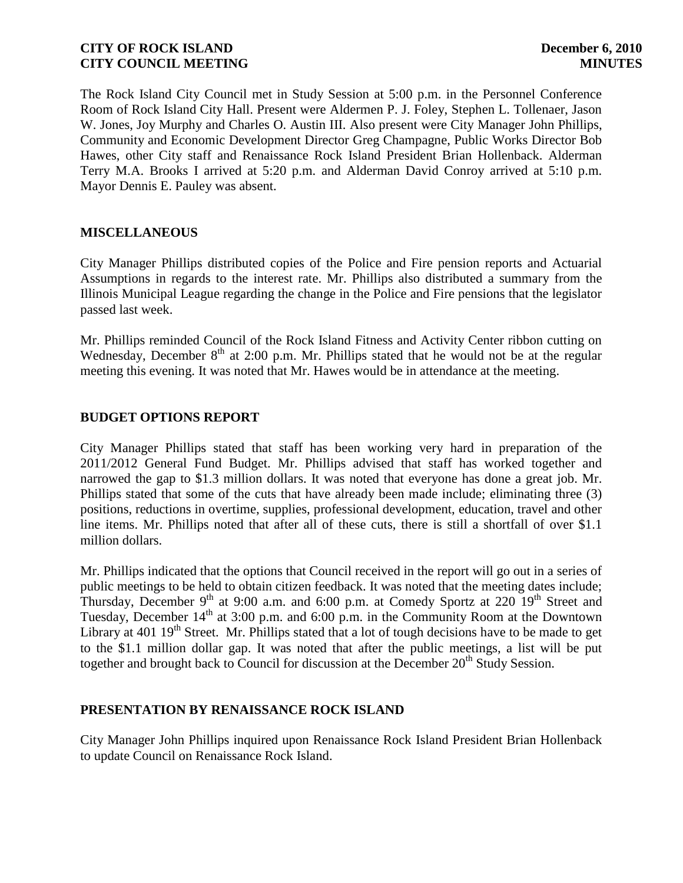The Rock Island City Council met in Study Session at 5:00 p.m. in the Personnel Conference Room of Rock Island City Hall. Present were Aldermen P. J. Foley, Stephen L. Tollenaer, Jason W. Jones, Joy Murphy and Charles O. Austin III. Also present were City Manager John Phillips, Community and Economic Development Director Greg Champagne, Public Works Director Bob Hawes, other City staff and Renaissance Rock Island President Brian Hollenback. Alderman Terry M.A. Brooks I arrived at 5:20 p.m. and Alderman David Conroy arrived at 5:10 p.m. Mayor Dennis E. Pauley was absent.

## MISCELLANEOUS

City Manager Phillips distributed copies of the Police and Fire pension reports and Actuarial Assumptions in regards to the interest rate. Mr. Phillips also distributed a summary from the Illinois Municipal League regarding the change in the Police and Fire pensions that the legislator passed last week.

Mr. Phillips reminded Council of the Rock Island Fitness and Activity Center ribbon cutting on Wednesday, December 8th at 2:00 p.m. Mr. Phillips stated that he would not be at the regular meeting this evening. It was noted that Mr. Hawes would be in attendance at the meeting.

## BUDGET OPTIONS REPORT

City Manager Phillips stated that staff has been working very hard in preparation of the 2011/2012 General Fund Budget. Mr. Phillips advised that staff has worked together and narrowed the gap to $1.3 million dollars. It was noted that everyone has done a great job. Mr. Phillips stated that some of the cuts that have already been made include; eliminating three (3) positions, reductions in overtime, supplies, professional development, education, travel and other line items. Mr. Phillips noted that after all of these cuts, there is still a shortfall of over $1.1 million dollars.

Mr. Phillips indicated that the options that Council received in the report will go out in a series of public meetings to be held to obtain citizen feedback. It was noted that the meeting dates include; Thursday, December 9th at 9:00 a.m. and 6:00 p.m. at Comedy Sportz at 220 19th Street and Tuesday, December 14th at 3:00 p.m. and 6:00 p.m. in the Community Room at the Downtown Library at 401 19th Street. Mr. Phillips stated that a lot of tough decisions have to be made to get to the $1.1 million dollar gap. It was noted that after the public meetings, a list will be put together and brought back to Council for discussion at the December 20th Study Session.

## PRESENTATION BY RENAISSANCE ROCK ISLAND

City Manager John Phillips inquired upon Renaissance Rock Island President Brian Hollenback to update Council on Renaissance Rock Island.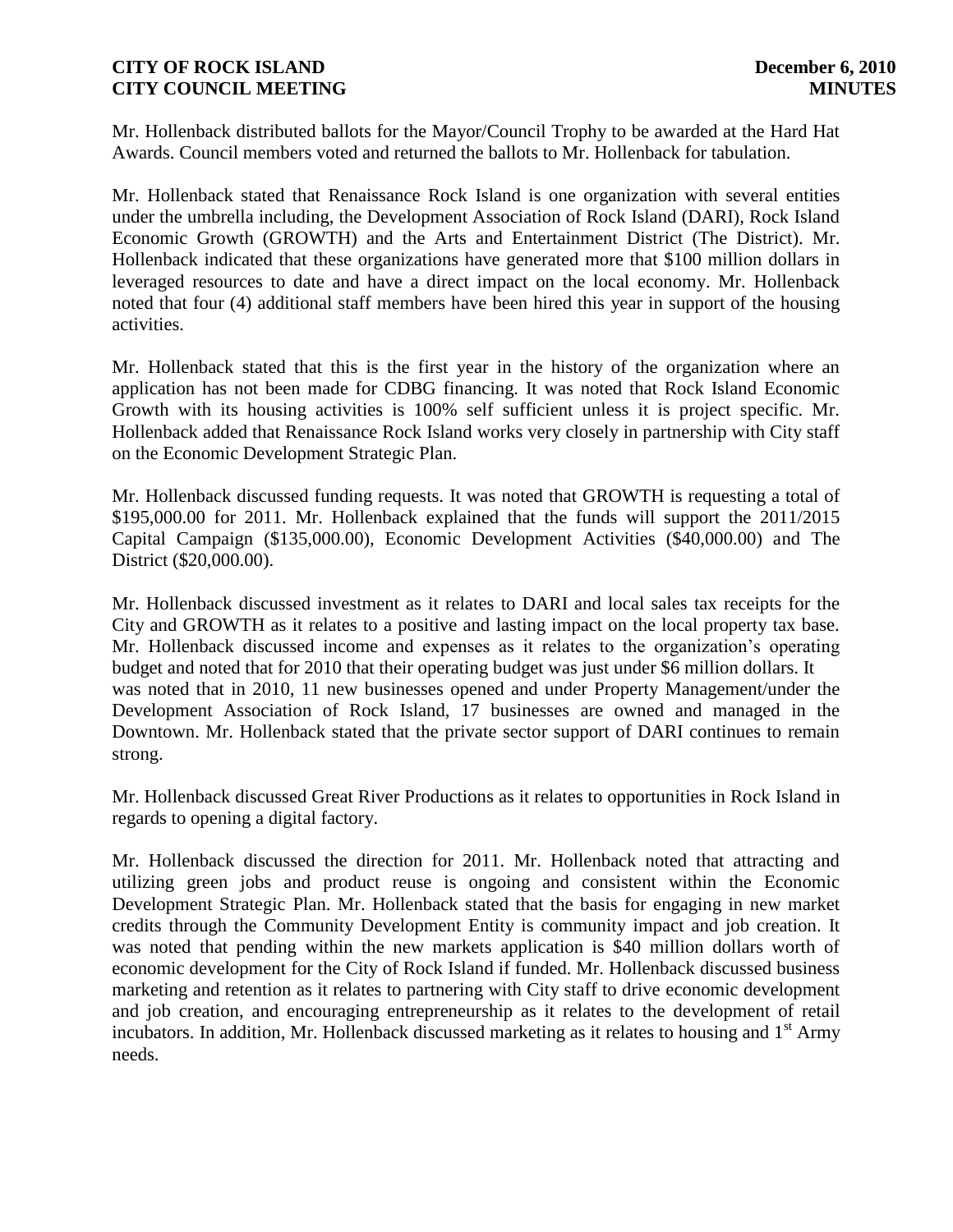Mr. Hollenback distributed ballots for the Mayor/Council Trophy to be awarded at the Hard Hat Awards. Council members voted and returned the ballots to Mr. Hollenback for tabulation.

Mr. Hollenback stated that Renaissance Rock Island is one organization with several entities under the umbrella including, the Development Association of Rock Island (DARI), Rock Island Economic Growth (GROWTH) and the Arts and Entertainment District (The District). Mr. Hollenback indicated that these organizations have generated more that $100 million dollars in leveraged resources to date and have a direct impact on the local economy. Mr. Hollenback noted that four (4) additional staff members have been hired this year in support of the housing activities.

Mr. Hollenback stated that this is the first year in the history of the organization where an application has not been made for CDBG financing. It was noted that Rock Island Economic Growth with its housing activities is 100% self sufficient unless it is project specific. Mr. Hollenback added that Renaissance Rock Island works very closely in partnership with City staff on the Economic Development Strategic Plan.

Mr. Hollenback discussed funding requests. It was noted that GROWTH is requesting a total of $195,000.00 for 2011. Mr. Hollenback explained that the funds will support the 2011/2015 Capital Campaign ($135,000.00), Economic Development Activities ($40,000.00) and The District ($20,000.00).

Mr. Hollenback discussed investment as it relates to DARI and local sales tax receipts for the City and GROWTH as it relates to a positive and lasting impact on the local property tax base. Mr. Hollenback discussed income and expenses as it relates to the organization's operating budget and noted that for 2010 that their operating budget was just under $6 million dollars. It was noted that in 2010, 11 new businesses opened and under Property Management/under the Development Association of Rock Island, 17 businesses are owned and managed in the Downtown. Mr. Hollenback stated that the private sector support of DARI continues to remain strong.

Mr. Hollenback discussed Great River Productions as it relates to opportunities in Rock Island in regards to opening a digital factory.

Mr. Hollenback discussed the direction for 2011. Mr. Hollenback noted that attracting and utilizing green jobs and product reuse is ongoing and consistent within the Economic Development Strategic Plan. Mr. Hollenback stated that the basis for engaging in new market credits through the Community Development Entity is community impact and job creation. It was noted that pending within the new markets application is $40 million dollars worth of economic development for the City of Rock Island if funded. Mr. Hollenback discussed business marketing and retention as it relates to partnering with City staff to drive economic development and job creation, and encouraging entrepreneurship as it relates to the development of retail incubators. In addition, Mr. Hollenback discussed marketing as it relates to housing and 1st Army needs.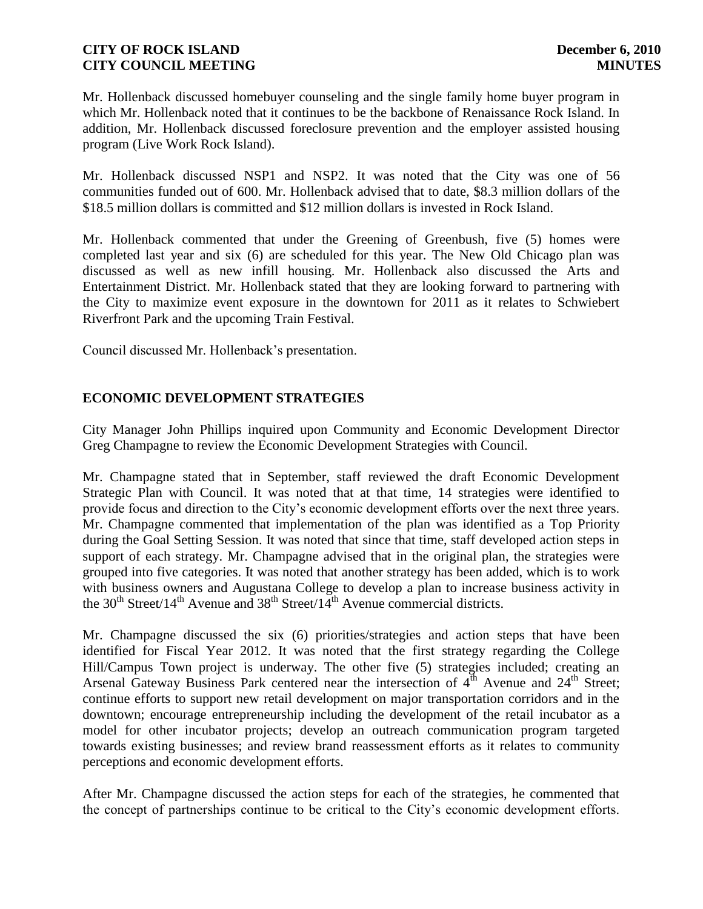Mr. Hollenback discussed homebuyer counseling and the single family home buyer program in which Mr. Hollenback noted that it continues to be the backbone of Renaissance Rock Island. In addition, Mr. Hollenback discussed foreclosure prevention and the employer assisted housing program (Live Work Rock Island).

Mr. Hollenback discussed NSP1 and NSP2. It was noted that the City was one of 56 communities funded out of 600. Mr. Hollenback advised that to date, $8.3 million dollars of the $18.5 million dollars is committed and $12 million dollars is invested in Rock Island.

Mr. Hollenback commented that under the Greening of Greenbush, five (5) homes were completed last year and six (6) are scheduled for this year. The New Old Chicago plan was discussed as well as new infill housing. Mr. Hollenback also discussed the Arts and Entertainment District. Mr. Hollenback stated that they are looking forward to partnering with the City to maximize event exposure in the downtown for 2011 as it relates to Schwiebert Riverfront Park and the upcoming Train Festival.

Council discussed Mr. Hollenback's presentation.

## ECONOMIC DEVELOPMENT STRATEGIES

City Manager John Phillips inquired upon Community and Economic Development Director Greg Champagne to review the Economic Development Strategies with Council.

Mr. Champagne stated that in September, staff reviewed the draft Economic Development Strategic Plan with Council. It was noted that at that time, 14 strategies were identified to provide focus and direction to the City's economic development efforts over the next three years. Mr. Champagne commented that implementation of the plan was identified as a Top Priority during the Goal Setting Session. It was noted that since that time, staff developed action steps in support of each strategy. Mr. Champagne advised that in the original plan, the strategies were grouped into five categories. It was noted that another strategy has been added, which is to work with business owners and Augustana College to develop a plan to increase business activity in the 30th Street/14th Avenue and 38th Street/14th Avenue commercial districts.

Mr. Champagne discussed the six (6) priorities/strategies and action steps that have been identified for Fiscal Year 2012. It was noted that the first strategy regarding the College Hill/Campus Town project is underway. The other five (5) strategies included; creating an Arsenal Gateway Business Park centered near the intersection of 4th Avenue and 24th Street; continue efforts to support new retail development on major transportation corridors and in the downtown; encourage entrepreneurship including the development of the retail incubator as a model for other incubator projects; develop an outreach communication program targeted towards existing businesses; and review brand reassessment efforts as it relates to community perceptions and economic development efforts.

After Mr. Champagne discussed the action steps for each of the strategies, he commented that the concept of partnerships continue to be critical to the City's economic development efforts.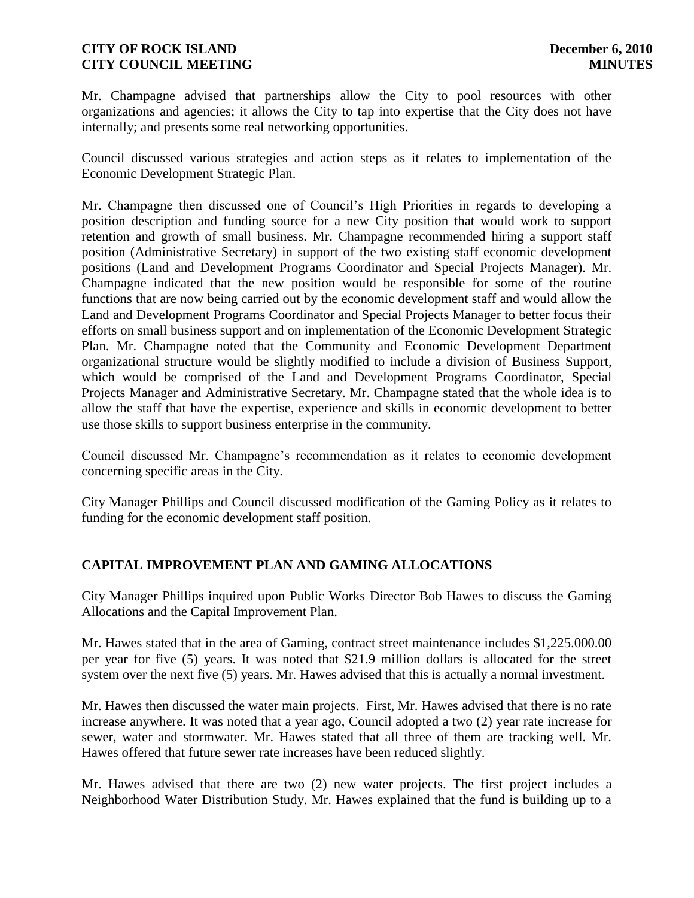Mr. Champagne advised that partnerships allow the City to pool resources with other organizations and agencies; it allows the City to tap into expertise that the City does not have internally; and presents some real networking opportunities.

Council discussed various strategies and action steps as it relates to implementation of the Economic Development Strategic Plan.

Mr. Champagne then discussed one of Council's High Priorities in regards to developing a position description and funding source for a new City position that would work to support retention and growth of small business. Mr. Champagne recommended hiring a support staff position (Administrative Secretary) in support of the two existing staff economic development positions (Land and Development Programs Coordinator and Special Projects Manager). Mr. Champagne indicated that the new position would be responsible for some of the routine functions that are now being carried out by the economic development staff and would allow the Land and Development Programs Coordinator and Special Projects Manager to better focus their efforts on small business support and on implementation of the Economic Development Strategic Plan. Mr. Champagne noted that the Community and Economic Development Department organizational structure would be slightly modified to include a division of Business Support, which would be comprised of the Land and Development Programs Coordinator, Special Projects Manager and Administrative Secretary. Mr. Champagne stated that the whole idea is to allow the staff that have the expertise, experience and skills in economic development to better use those skills to support business enterprise in the community.

Council discussed Mr. Champagne's recommendation as it relates to economic development concerning specific areas in the City.

City Manager Phillips and Council discussed modification of the Gaming Policy as it relates to funding for the economic development staff position.

## CAPITAL IMPROVEMENT PLAN AND GAMING ALLOCATIONS

City Manager Phillips inquired upon Public Works Director Bob Hawes to discuss the Gaming Allocations and the Capital Improvement Plan.

Mr. Hawes stated that in the area of Gaming, contract street maintenance includes $1,225.000.00 per year for five (5) years. It was noted that $21.9 million dollars is allocated for the street system over the next five (5) years. Mr. Hawes advised that this is actually a normal investment.

Mr. Hawes then discussed the water main projects. First, Mr. Hawes advised that there is no rate increase anywhere. It was noted that a year ago, Council adopted a two (2) year rate increase for sewer, water and stormwater. Mr. Hawes stated that all three of them are tracking well. Mr. Hawes offered that future sewer rate increases have been reduced slightly.

Mr. Hawes advised that there are two (2) new water projects. The first project includes a Neighborhood Water Distribution Study. Mr. Hawes explained that the fund is building up to a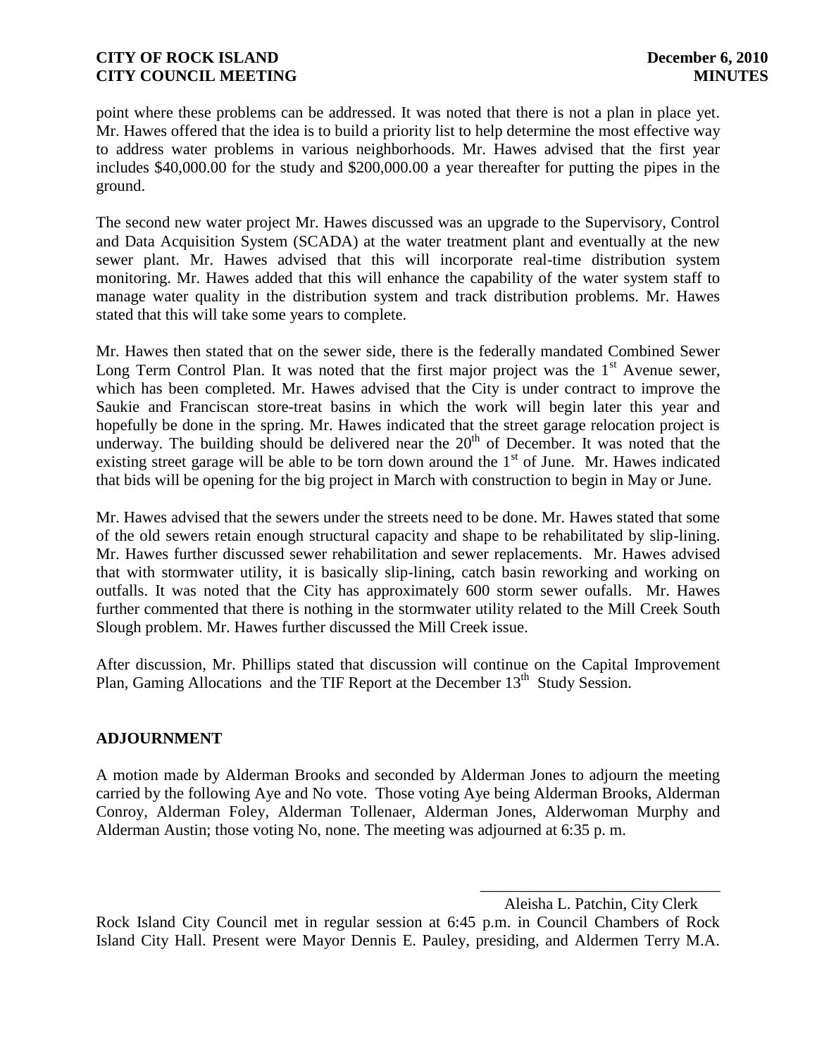point where these problems can be addressed. It was noted that there is not a plan in place yet. Mr. Hawes offered that the idea is to build a priority list to help determine the most effective way to address water problems in various neighborhoods. Mr. Hawes advised that the first year includes $40,000.00 for the study and $200,000.00 a year thereafter for putting the pipes in the ground.

The second new water project Mr. Hawes discussed was an upgrade to the Supervisory, Control and Data Acquisition System (SCADA) at the water treatment plant and eventually at the new sewer plant. Mr. Hawes advised that this will incorporate real-time distribution system monitoring. Mr. Hawes added that this will enhance the capability of the water system staff to manage water quality in the distribution system and track distribution problems. Mr. Hawes stated that this will take some years to complete.

Mr. Hawes then stated that on the sewer side, there is the federally mandated Combined Sewer Long Term Control Plan. It was noted that the first major project was the 1st Avenue sewer, which has been completed. Mr. Hawes advised that the City is under contract to improve the Saukie and Franciscan store-treat basins in which the work will begin later this year and hopefully be done in the spring. Mr. Hawes indicated that the street garage relocation project is underway. The building should be delivered near the 20th of December. It was noted that the existing street garage will be able to be torn down around the 1st of June. Mr. Hawes indicated that bids will be opening for the big project in March with construction to begin in May or June.

Mr. Hawes advised that the sewers under the streets need to be done. Mr. Hawes stated that some of the old sewers retain enough structural capacity and shape to be rehabilitated by slip-lining. Mr. Hawes further discussed sewer rehabilitation and sewer replacements. Mr. Hawes advised that with stormwater utility, it is basically slip-lining, catch basin reworking and working on outfalls. It was noted that the City has approximately 600 storm sewer oufalls. Mr. Hawes further commented that there is nothing in the stormwater utility related to the Mill Creek South Slough problem. Mr. Hawes further discussed the Mill Creek issue.

After discussion, Mr. Phillips stated that discussion will continue on the Capital Improvement Plan, Gaming Allocations and the TIF Report at the December 13th Study Session.

## ADJOURNMENT

A motion made by Alderman Brooks and seconded by Alderman Jones to adjourn the meeting carried by the following Aye and No vote. Those voting Aye being Alderman Brooks, Alderman Conroy, Alderman Foley, Alderman Tollenaer, Alderman Jones, Alderwoman Murphy and Alderman Austin; those voting No, none. The meeting was adjourned at 6:35 p. m.

\_\_\_\_\_\_\_\_\_\_\_\_\_\_\_\_\_\_\_\_\_\_\_\_\_\_\_\_\_\_

Aleisha L. Patchin, City Clerk

Rock Island City Council met in regular session at 6:45 p.m. in Council Chambers of Rock Island City Hall. Present were Mayor Dennis E. Pauley, presiding, and Aldermen Terry M.A.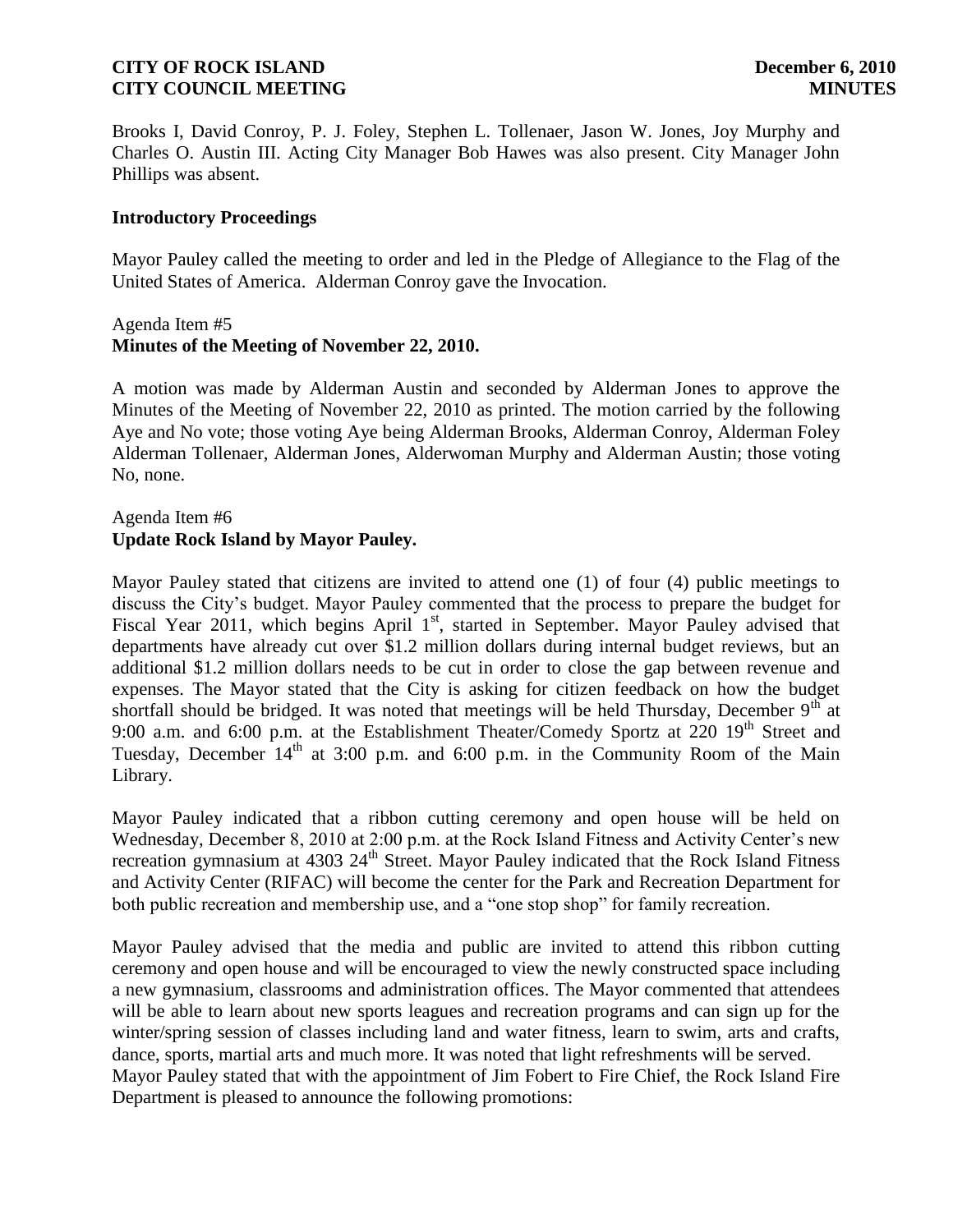Brooks I, David Conroy, P. J. Foley, Stephen L. Tollenaer, Jason W. Jones, Joy Murphy and Charles O. Austin III. Acting City Manager Bob Hawes was also present. City Manager John Phillips was absent.

**Introductory Proceedings**

Mayor Pauley called the meeting to order and led in the Pledge of Allegiance to the Flag of the United States of America. Alderman Conroy gave the Invocation.

Agenda Item #5
**Minutes of the Meeting of November 22, 2010.**

A motion was made by Alderman Austin and seconded by Alderman Jones to approve the Minutes of the Meeting of November 22, 2010 as printed. The motion carried by the following Aye and No vote; those voting Aye being Alderman Brooks, Alderman Conroy, Alderman Foley Alderman Tollenaer, Alderman Jones, Alderwoman Murphy and Alderman Austin; those voting No, none.

Agenda Item #6
**Update Rock Island by Mayor Pauley.**

Mayor Pauley stated that citizens are invited to attend one (1) of four (4) public meetings to discuss the City's budget. Mayor Pauley commented that the process to prepare the budget for Fiscal Year 2011, which begins April 1st, started in September. Mayor Pauley advised that departments have already cut over $1.2 million dollars during internal budget reviews, but an additional $1.2 million dollars needs to be cut in order to close the gap between revenue and expenses. The Mayor stated that the City is asking for citizen feedback on how the budget shortfall should be bridged. It was noted that meetings will be held Thursday, December 9th at 9:00 a.m. and 6:00 p.m. at the Establishment Theater/Comedy Sportz at 220 19th Street and Tuesday, December 14th at 3:00 p.m. and 6:00 p.m. in the Community Room of the Main Library.

Mayor Pauley indicated that a ribbon cutting ceremony and open house will be held on Wednesday, December 8, 2010 at 2:00 p.m. at the Rock Island Fitness and Activity Center's new recreation gymnasium at 4303 24th Street. Mayor Pauley indicated that the Rock Island Fitness and Activity Center (RIFAC) will become the center for the Park and Recreation Department for both public recreation and membership use, and a "one stop shop" for family recreation.

Mayor Pauley advised that the media and public are invited to attend this ribbon cutting ceremony and open house and will be encouraged to view the newly constructed space including a new gymnasium, classrooms and administration offices. The Mayor commented that attendees will be able to learn about new sports leagues and recreation programs and can sign up for the winter/spring session of classes including land and water fitness, learn to swim, arts and crafts, dance, sports, martial arts and much more. It was noted that light refreshments will be served.

Mayor Pauley stated that with the appointment of Jim Fobert to Fire Chief, the Rock Island Fire Department is pleased to announce the following promotions: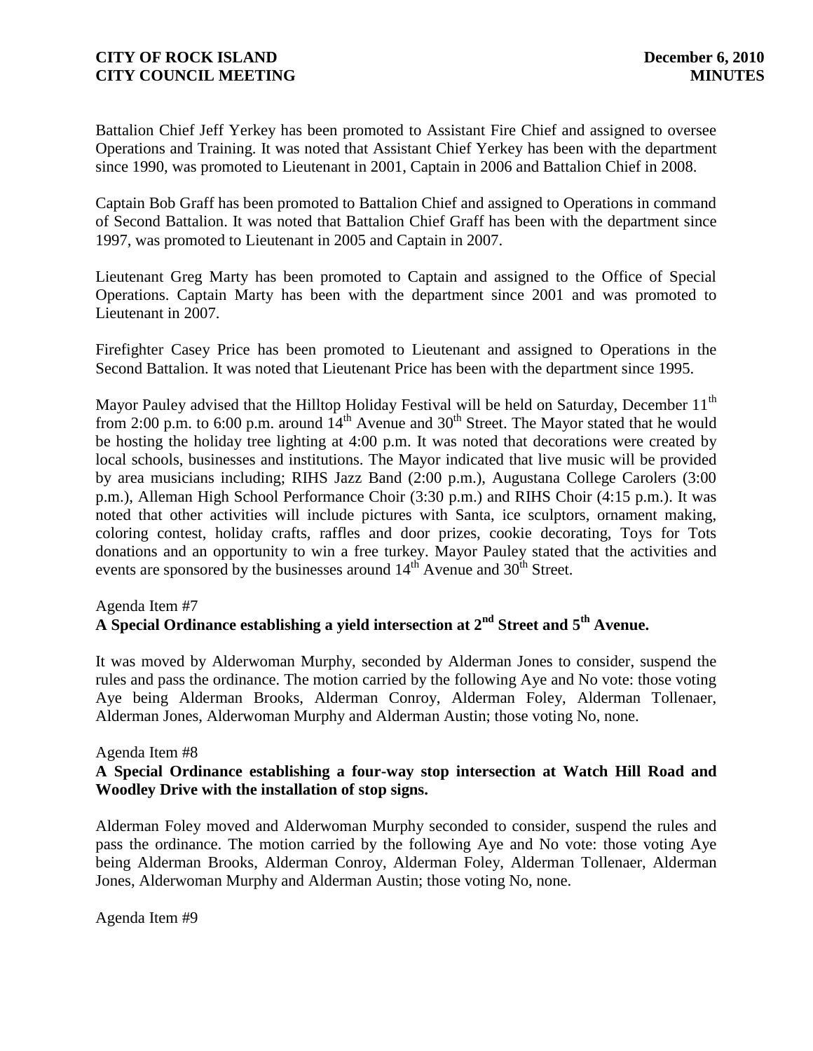Battalion Chief Jeff Yerkey has been promoted to Assistant Fire Chief and assigned to oversee Operations and Training. It was noted that Assistant Chief Yerkey has been with the department since 1990, was promoted to Lieutenant in 2001, Captain in 2006 and Battalion Chief in 2008.

Captain Bob Graff has been promoted to Battalion Chief and assigned to Operations in command of Second Battalion. It was noted that Battalion Chief Graff has been with the department since 1997, was promoted to Lieutenant in 2005 and Captain in 2007.

Lieutenant Greg Marty has been promoted to Captain and assigned to the Office of Special Operations. Captain Marty has been with the department since 2001 and was promoted to Lieutenant in 2007.

Firefighter Casey Price has been promoted to Lieutenant and assigned to Operations in the Second Battalion. It was noted that Lieutenant Price has been with the department since 1995.

Mayor Pauley advised that the Hilltop Holiday Festival will be held on Saturday, December 11th from 2:00 p.m. to 6:00 p.m. around 14th Avenue and 30th Street. The Mayor stated that he would be hosting the holiday tree lighting at 4:00 p.m. It was noted that decorations were created by local schools, businesses and institutions. The Mayor indicated that live music will be provided by area musicians including; RIHS Jazz Band (2:00 p.m.), Augustana College Carolers (3:00 p.m.), Alleman High School Performance Choir (3:30 p.m.) and RIHS Choir (4:15 p.m.). It was noted that other activities will include pictures with Santa, ice sculptors, ornament making, coloring contest, holiday crafts, raffles and door prizes, cookie decorating, Toys for Tots donations and an opportunity to win a free turkey. Mayor Pauley stated that the activities and events are sponsored by the businesses around 14th Avenue and 30th Street.

Agenda Item #7
**A Special Ordinance establishing a yield intersection at 2nd Street and 5th Avenue.**

It was moved by Alderwoman Murphy, seconded by Alderman Jones to consider, suspend the rules and pass the ordinance. The motion carried by the following Aye and No vote: those voting Aye being Alderman Brooks, Alderman Conroy, Alderman Foley, Alderman Tollenaer, Alderman Jones, Alderwoman Murphy and Alderman Austin; those voting No, none.

Agenda Item #8
**A Special Ordinance establishing a four-way stop intersection at Watch Hill Road and Woodley Drive with the installation of stop signs.**

Alderman Foley moved and Alderwoman Murphy seconded to consider, suspend the rules and pass the ordinance. The motion carried by the following Aye and No vote: those voting Aye being Alderman Brooks, Alderman Conroy, Alderman Foley, Alderman Tollenaer, Alderman Jones, Alderwoman Murphy and Alderman Austin; those voting No, none.

Agenda Item #9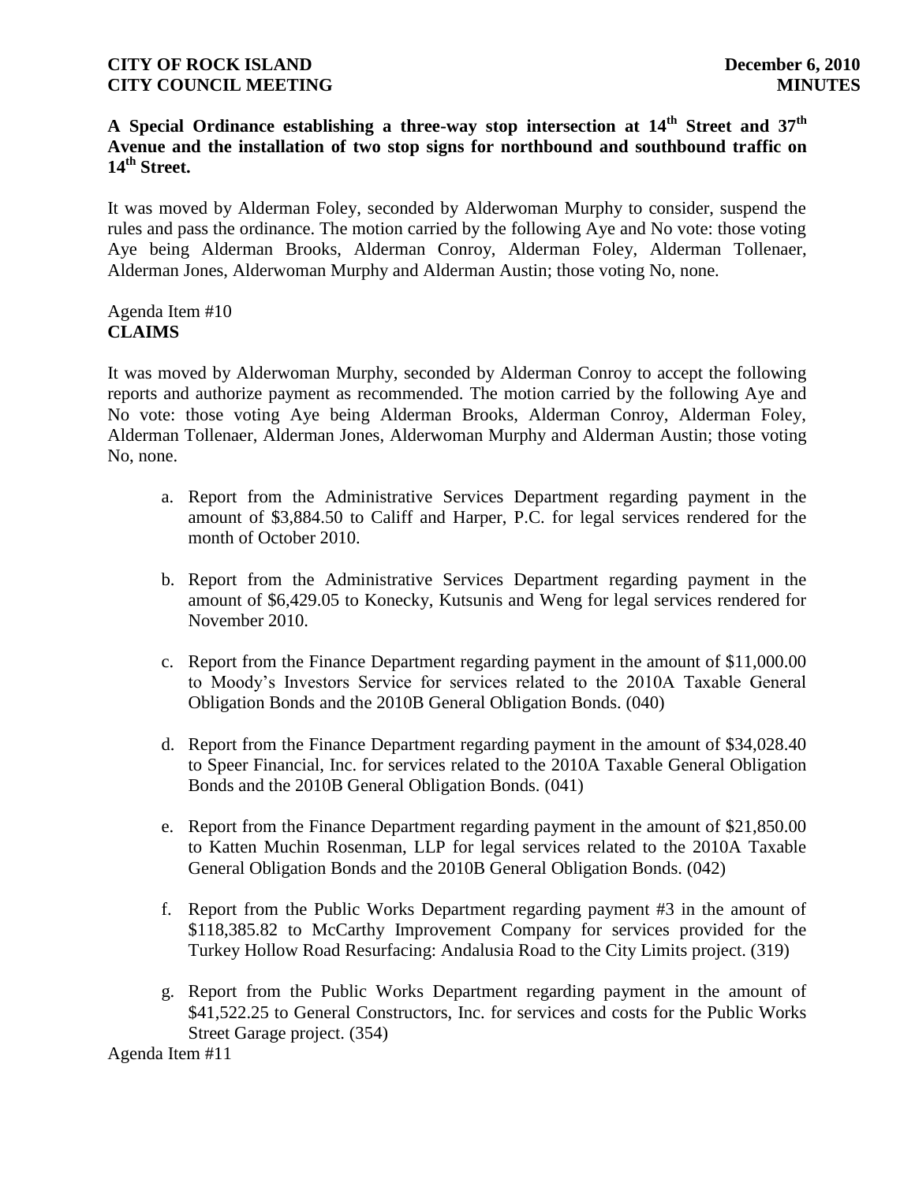**A Special Ordinance establishing a three-way stop intersection at 14th Street and 37th Avenue and the installation of two stop signs for northbound and southbound traffic on 14th Street.**

It was moved by Alderman Foley, seconded by Alderwoman Murphy to consider, suspend the rules and pass the ordinance. The motion carried by the following Aye and No vote: those voting Aye being Alderman Brooks, Alderman Conroy, Alderman Foley, Alderman Tollenaer, Alderman Jones, Alderwoman Murphy and Alderman Austin; those voting No, none.

Agenda Item #10
**CLAIMS**

It was moved by Alderwoman Murphy, seconded by Alderman Conroy to accept the following reports and authorize payment as recommended. The motion carried by the following Aye and No vote: those voting Aye being Alderman Brooks, Alderman Conroy, Alderman Foley, Alderman Tollenaer, Alderman Jones, Alderwoman Murphy and Alderman Austin; those voting No, none.

a. Report from the Administrative Services Department regarding payment in the amount of $3,884.50 to Califf and Harper, P.C. for legal services rendered for the month of October 2010.

b. Report from the Administrative Services Department regarding payment in the amount of $6,429.05 to Konecky, Kutsunis and Weng for legal services rendered for November 2010.

c. Report from the Finance Department regarding payment in the amount of $11,000.00 to Moody's Investors Service for services related to the 2010A Taxable General Obligation Bonds and the 2010B General Obligation Bonds. (040)

d. Report from the Finance Department regarding payment in the amount of $34,028.40 to Speer Financial, Inc. for services related to the 2010A Taxable General Obligation Bonds and the 2010B General Obligation Bonds. (041)

e. Report from the Finance Department regarding payment in the amount of $21,850.00 to Katten Muchin Rosenman, LLP for legal services related to the 2010A Taxable General Obligation Bonds and the 2010B General Obligation Bonds. (042)

f. Report from the Public Works Department regarding payment #3 in the amount of $118,385.82 to McCarthy Improvement Company for services provided for the Turkey Hollow Road Resurfacing: Andalusia Road to the City Limits project. (319)

g. Report from the Public Works Department regarding payment in the amount of $41,522.25 to General Constructors, Inc. for services and costs for the Public Works Street Garage project. (354)

Agenda Item #11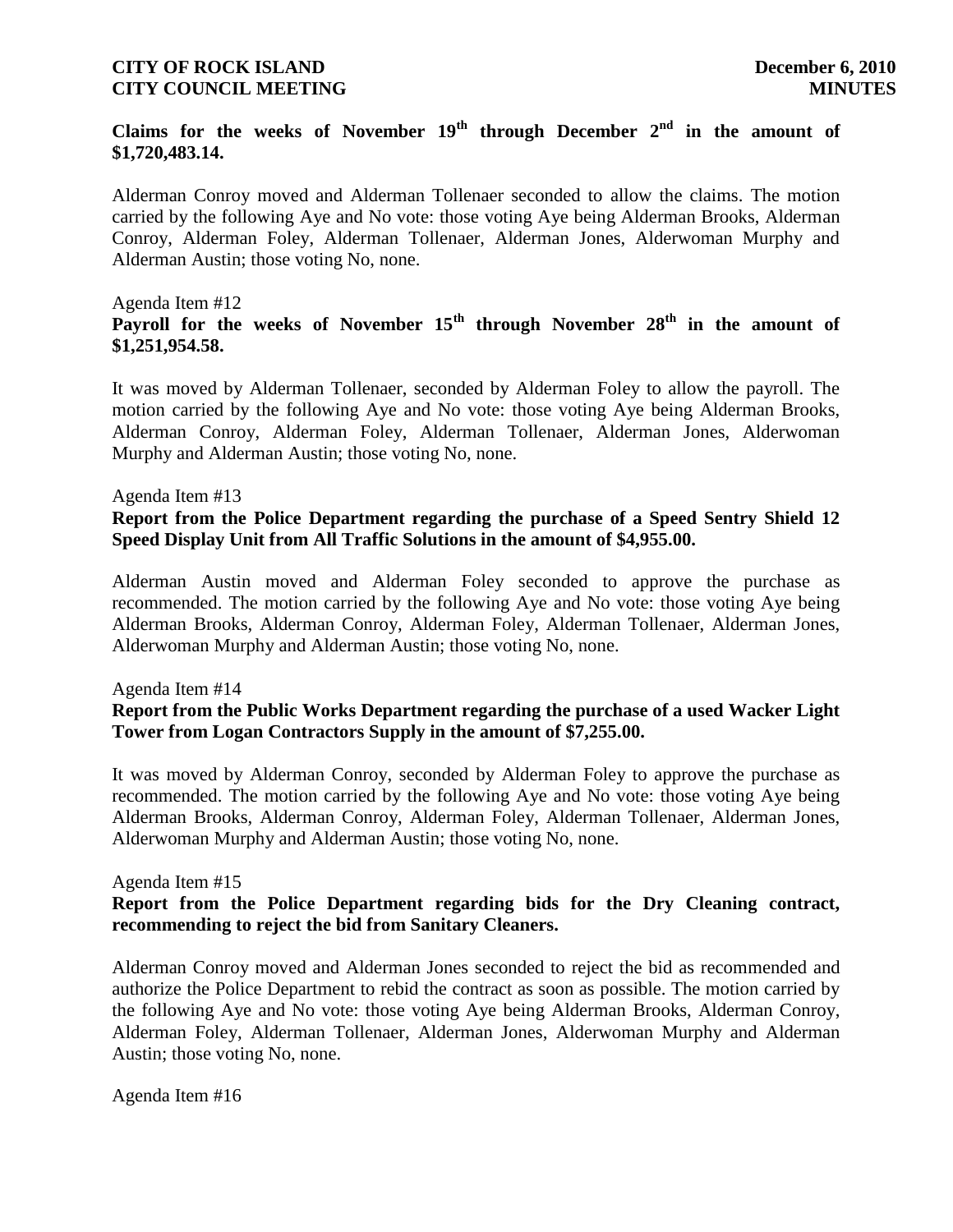**Claims for the weeks of November 19th through December 2nd in the amount of $1,720,483.14.**

Alderman Conroy moved and Alderman Tollenaer seconded to allow the claims. The motion carried by the following Aye and No vote: those voting Aye being Alderman Brooks, Alderman Conroy, Alderman Foley, Alderman Tollenaer, Alderman Jones, Alderwoman Murphy and Alderman Austin; those voting No, none.

Agenda Item #12

**Payroll for the weeks of November 15th through November 28th in the amount of $1,251,954.58.**

It was moved by Alderman Tollenaer, seconded by Alderman Foley to allow the payroll. The motion carried by the following Aye and No vote: those voting Aye being Alderman Brooks, Alderman Conroy, Alderman Foley, Alderman Tollenaer, Alderman Jones, Alderwoman Murphy and Alderman Austin; those voting No, none.

Agenda Item #13

**Report from the Police Department regarding the purchase of a Speed Sentry Shield 12 Speed Display Unit from All Traffic Solutions in the amount of $4,955.00.**

Alderman Austin moved and Alderman Foley seconded to approve the purchase as recommended. The motion carried by the following Aye and No vote: those voting Aye being Alderman Brooks, Alderman Conroy, Alderman Foley, Alderman Tollenaer, Alderman Jones, Alderwoman Murphy and Alderman Austin; those voting No, none.

Agenda Item #14

**Report from the Public Works Department regarding the purchase of a used Wacker Light Tower from Logan Contractors Supply in the amount of $7,255.00.**

It was moved by Alderman Conroy, seconded by Alderman Foley to approve the purchase as recommended. The motion carried by the following Aye and No vote: those voting Aye being Alderman Brooks, Alderman Conroy, Alderman Foley, Alderman Tollenaer, Alderman Jones, Alderwoman Murphy and Alderman Austin; those voting No, none.

Agenda Item #15

**Report from the Police Department regarding bids for the Dry Cleaning contract, recommending to reject the bid from Sanitary Cleaners.**

Alderman Conroy moved and Alderman Jones seconded to reject the bid as recommended and authorize the Police Department to rebid the contract as soon as possible. The motion carried by the following Aye and No vote: those voting Aye being Alderman Brooks, Alderman Conroy, Alderman Foley, Alderman Tollenaer, Alderman Jones, Alderwoman Murphy and Alderman Austin; those voting No, none.

Agenda Item #16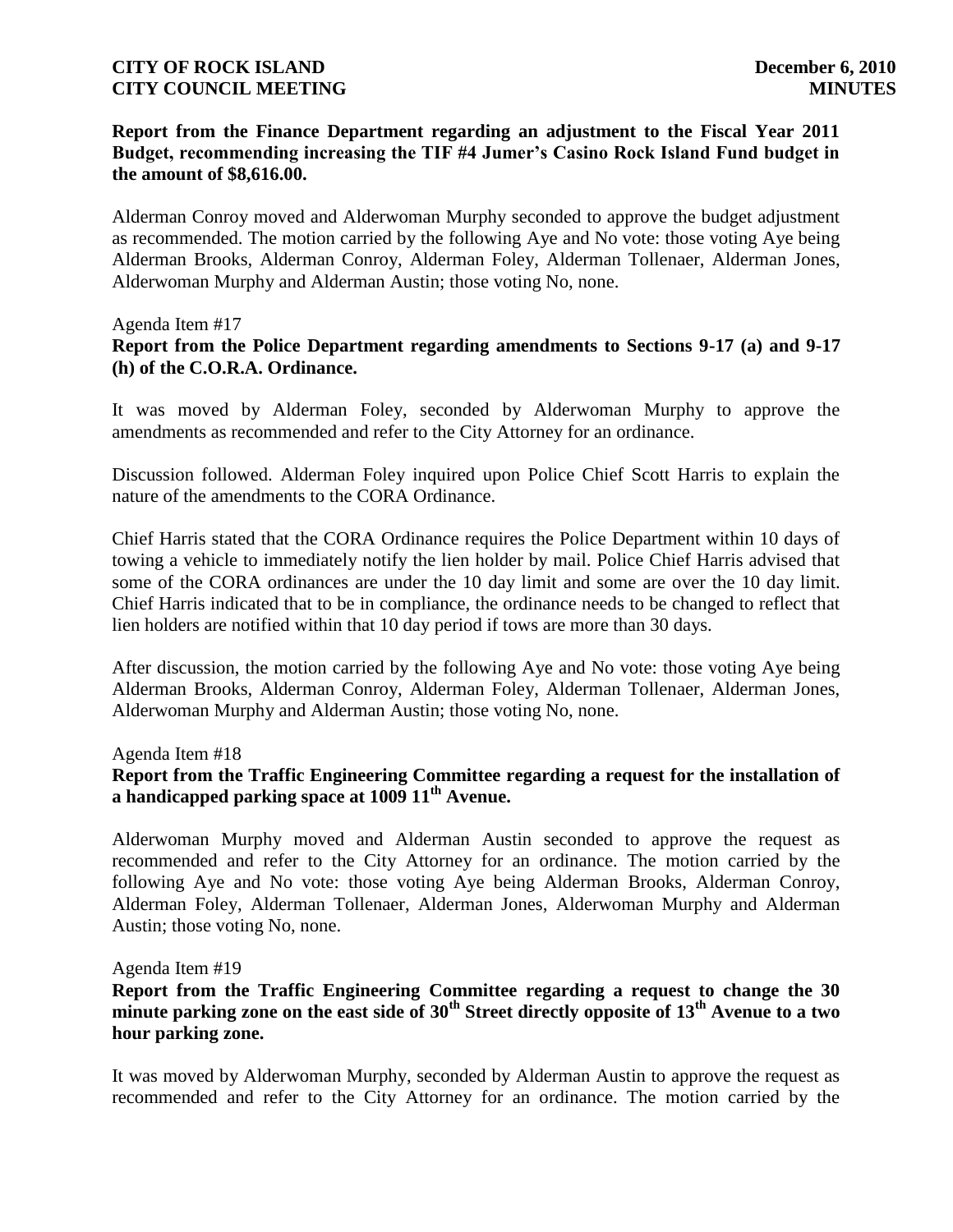**Report from the Finance Department regarding an adjustment to the Fiscal Year 2011 Budget, recommending increasing the TIF #4 Jumer's Casino Rock Island Fund budget in the amount of $8,616.00.**

Alderman Conroy moved and Alderwoman Murphy seconded to approve the budget adjustment as recommended. The motion carried by the following Aye and No vote: those voting Aye being Alderman Brooks, Alderman Conroy, Alderman Foley, Alderman Tollenaer, Alderman Jones, Alderwoman Murphy and Alderman Austin; those voting No, none.

Agenda Item #17

**Report from the Police Department regarding amendments to Sections 9-17 (a) and 9-17 (h) of the C.O.R.A. Ordinance.**

It was moved by Alderman Foley, seconded by Alderwoman Murphy to approve the amendments as recommended and refer to the City Attorney for an ordinance.

Discussion followed. Alderman Foley inquired upon Police Chief Scott Harris to explain the nature of the amendments to the CORA Ordinance.

Chief Harris stated that the CORA Ordinance requires the Police Department within 10 days of towing a vehicle to immediately notify the lien holder by mail. Police Chief Harris advised that some of the CORA ordinances are under the 10 day limit and some are over the 10 day limit. Chief Harris indicated that to be in compliance, the ordinance needs to be changed to reflect that lien holders are notified within that 10 day period if tows are more than 30 days.

After discussion, the motion carried by the following Aye and No vote: those voting Aye being Alderman Brooks, Alderman Conroy, Alderman Foley, Alderman Tollenaer, Alderman Jones, Alderwoman Murphy and Alderman Austin; those voting No, none.

Agenda Item #18

**Report from the Traffic Engineering Committee regarding a request for the installation of a handicapped parking space at 1009 11th Avenue.**

Alderwoman Murphy moved and Alderman Austin seconded to approve the request as recommended and refer to the City Attorney for an ordinance. The motion carried by the following Aye and No vote: those voting Aye being Alderman Brooks, Alderman Conroy, Alderman Foley, Alderman Tollenaer, Alderman Jones, Alderwoman Murphy and Alderman Austin; those voting No, none.

Agenda Item #19

**Report from the Traffic Engineering Committee regarding a request to change the 30 minute parking zone on the east side of 30th Street directly opposite of 13th Avenue to a two hour parking zone.**

It was moved by Alderwoman Murphy, seconded by Alderman Austin to approve the request as recommended and refer to the City Attorney for an ordinance. The motion carried by the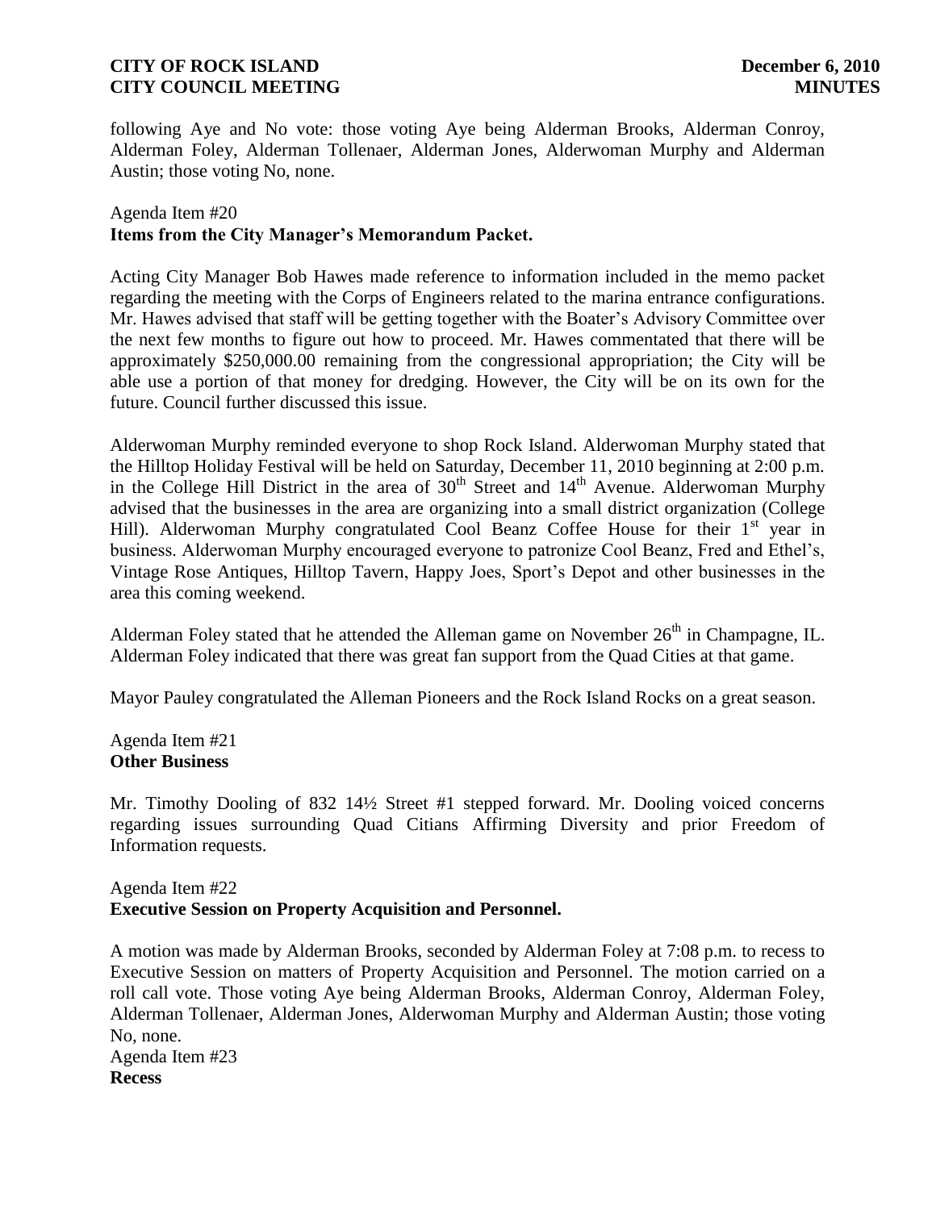following Aye and No vote: those voting Aye being Alderman Brooks, Alderman Conroy, Alderman Foley, Alderman Tollenaer, Alderman Jones, Alderwoman Murphy and Alderman Austin; those voting No, none.

Agenda Item #20
**Items from the City Manager's Memorandum Packet.**

Acting City Manager Bob Hawes made reference to information included in the memo packet regarding the meeting with the Corps of Engineers related to the marina entrance configurations. Mr. Hawes advised that staff will be getting together with the Boater's Advisory Committee over the next few months to figure out how to proceed. Mr. Hawes commentated that there will be approximately $250,000.00 remaining from the congressional appropriation; the City will be able use a portion of that money for dredging. However, the City will be on its own for the future. Council further discussed this issue.

Alderwoman Murphy reminded everyone to shop Rock Island. Alderwoman Murphy stated that the Hilltop Holiday Festival will be held on Saturday, December 11, 2010 beginning at 2:00 p.m. in the College Hill District in the area of 30th Street and 14th Avenue. Alderwoman Murphy advised that the businesses in the area are organizing into a small district organization (College Hill). Alderwoman Murphy congratulated Cool Beanz Coffee House for their 1st year in business. Alderwoman Murphy encouraged everyone to patronize Cool Beanz, Fred and Ethel's, Vintage Rose Antiques, Hilltop Tavern, Happy Joes, Sport's Depot and other businesses in the area this coming weekend.

Alderman Foley stated that he attended the Alleman game on November 26th in Champagne, IL. Alderman Foley indicated that there was great fan support from the Quad Cities at that game.

Mayor Pauley congratulated the Alleman Pioneers and the Rock Island Rocks on a great season.

Agenda Item #21
**Other Business**

Mr. Timothy Dooling of 832 14½ Street #1 stepped forward. Mr. Dooling voiced concerns regarding issues surrounding Quad Citians Affirming Diversity and prior Freedom of Information requests.

Agenda Item #22
**Executive Session on Property Acquisition and Personnel.**

A motion was made by Alderman Brooks, seconded by Alderman Foley at 7:08 p.m. to recess to Executive Session on matters of Property Acquisition and Personnel. The motion carried on a roll call vote. Those voting Aye being Alderman Brooks, Alderman Conroy, Alderman Foley, Alderman Tollenaer, Alderman Jones, Alderwoman Murphy and Alderman Austin; those voting No, none.

Agenda Item #23
**Recess**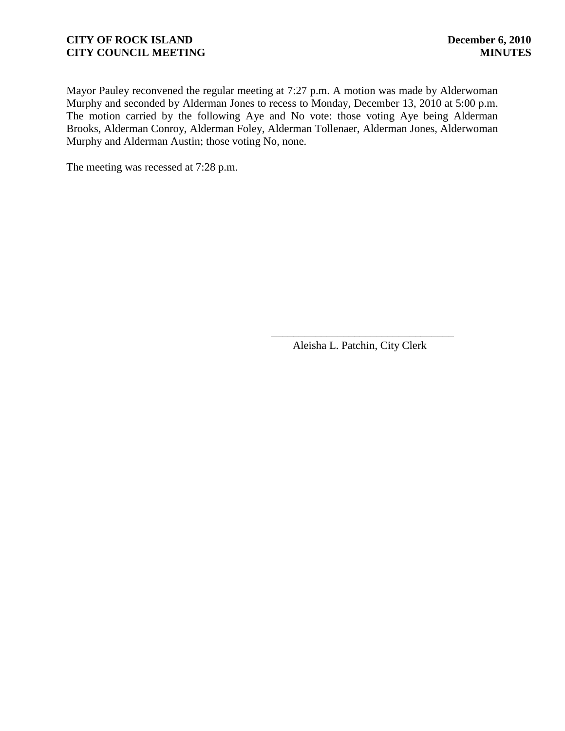Mayor Pauley reconvened the regular meeting at 7:27 p.m. A motion was made by Alderwoman Murphy and seconded by Alderman Jones to recess to Monday, December 13, 2010 at 5:00 p.m. The motion carried by the following Aye and No vote: those voting Aye being Alderman Brooks, Alderman Conroy, Alderman Foley, Alderman Tollenaer, Alderman Jones, Alderwoman Murphy and Alderman Austin; those voting No, none.

The meeting was recessed at 7:28 p.m.

___________________________________

Aleisha L. Patchin, City Clerk